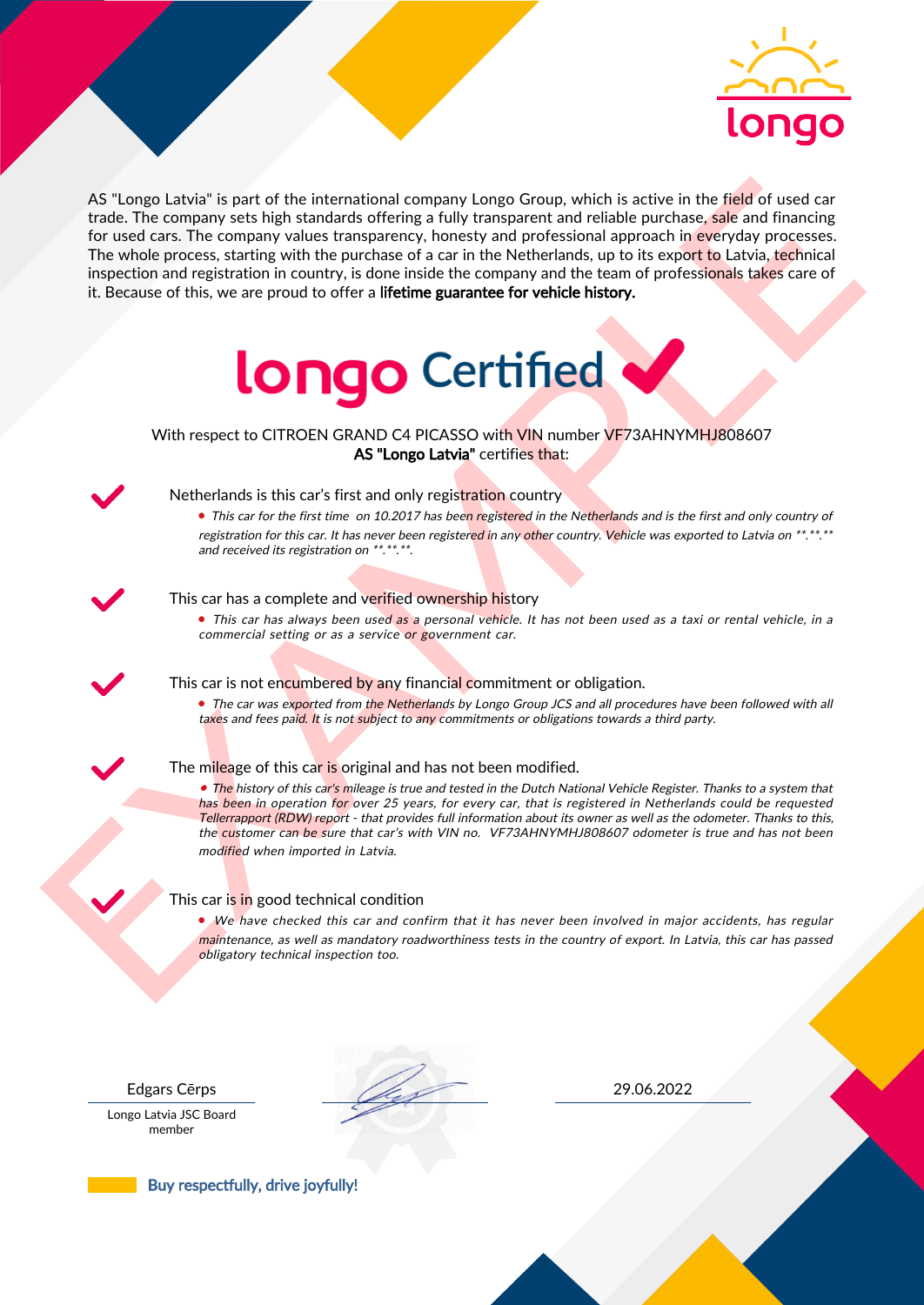AS "Longo Latvia" is part of the international company Longo Group, which is active in the field of used car trade. The company sets high standards offering a fully transparent and reliable purchase, sale and financing for used cars. The company values transparency, honesty and professional approach in everyday processes. The whole process, starting with the purchase of a car in the Netherlands, up to its export to Latvia, technical inspection and registration in country, is done inside the company and the team of professionals takes care of it. Because of this, we are proud to offer a **lifetime guarantee for vehicle history.**

# longo Certified ✔

With respect to CITROEN GRAND C4 PICASSO with VIN number VF73AHNYMHJ808607
**AS "Longo Latvia"** certifies that:

✔ Netherlands is this car's first and only registration country

- *This car for the first time on 10.2017 has been registered in the Netherlands and is the first and only country of registration for this car. It has never been registered in any other country. Vehicle was exported to Latvia on \*\*.\*\*.\*\* and received its registration on \*\*.\*\*.\*\*.*

✔ This car has a complete and verified ownership history

- *This car has always been used as a personal vehicle. It has not been used as a taxi or rental vehicle, in a commercial setting or as a service or government car.*

✔ This car is not encumbered by any financial commitment or obligation.

- *The car was exported from the Netherlands by Longo Group JCS and all procedures have been followed with all taxes and fees paid. It is not subject to any commitments or obligations towards a third party.*

✔ The mileage of this car is original and has not been modified.

- *The history of this car's mileage is true and tested in the Dutch National Vehicle Register. Thanks to a system that has been in operation for over 25 years, for every car, that is registered in Netherlands could be requested Tellerrapport (RDW) report - that provides full information about its owner as well as the odometer. Thanks to this, the customer can be sure that car's with VIN no. VF73AHNYMHJ808607 odometer is true and has not been modified when imported in Latvia.*

✔ This car is in good technical condition

- *We have checked this car and confirm that it has never been involved in major accidents, has regular maintenance, as well as mandatory roadworthiness tests in the country of export. In Latvia, this car has passed obligatory technical inspection too.*

Edgars Cērps
Longo Latvia JSC Board member

29.06.2022

**Buy respectfully, drive joyfully!**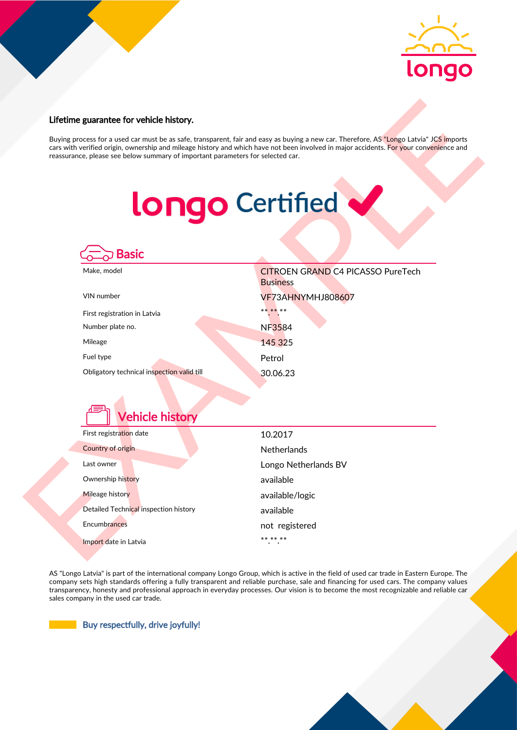**Lifetime guarantee for vehicle history.**

Buying process for a used car must be as safe, transparent, fair and easy as buying a new car. Therefore, AS "Longo Latvia" JCS imports cars with verified origin, ownership and mileage history and which have not been involved in major accidents. For your convenience and reassurance, please see below summary of important parameters for selected car.

# longo Certified

## Basic

| | |
|---|---|
| Make, model | CITROEN GRAND C4 PICASSO PureTech Business |
| VIN number | VF73AHNYMHJ808607 |
| First registration in Latvia | **.**.** |
| Number plate no. | NF3584 |
| Mileage | 145 325 |
| Fuel type | Petrol |
| Obligatory technical inspection valid till | 30.06.23 |

## Vehicle history

| | |
|---|---|
| First registration date | 10.2017 |
| Country of origin | Netherlands |
| Last owner | Longo Netherlands BV |
| Ownership history | available |
| Mileage history | available/logic |
| Detailed Technical inspection history | available |
| Encumbrances | not registered |
| Import date in Latvia | **.**.** |

AS "Longo Latvia" is part of the international company Longo Group, which is active in the field of used car trade in Eastern Europe. The company sets high standards offering a fully transparent and reliable purchase, sale and financing for used cars. The company values transparency, honesty and professional approach in everyday processes. Our vision is to become the most recognizable and reliable car sales company in the used car trade.

Buy respectfully, drive joyfully!